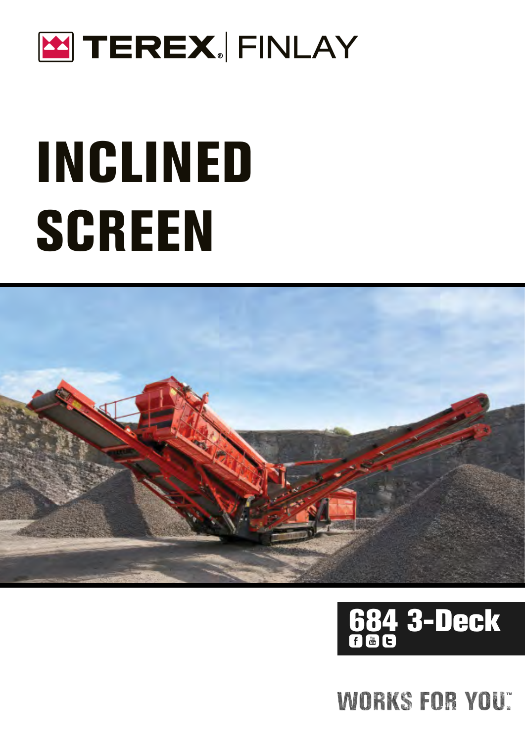TEREX | FINLAY

# INCLINED SCREEN

## 684 3-Deck

WORKS FOR YOU.™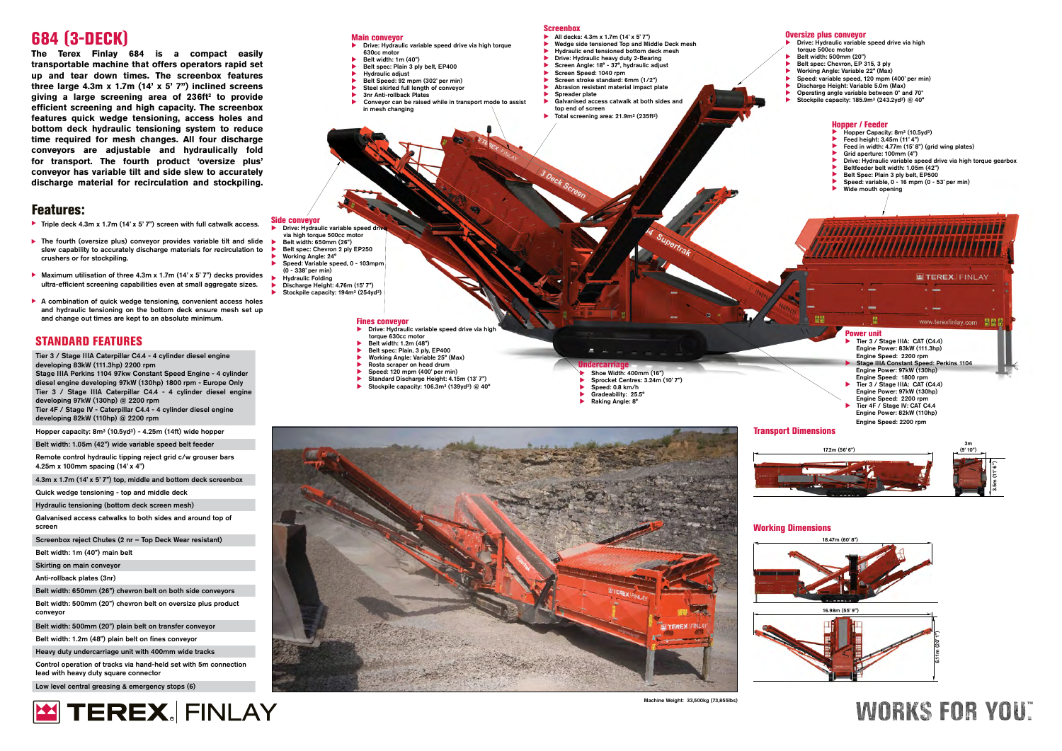# 684 (3-DECK)

**The Terex Finlay 684 is a compact easily transportable machine that offers operators rapid set up and tear down times. The screenbox features three large 4.3m x 1.7m (14' x 5' 7") inclined screens giving a large screening area of 236ft² to provide efficient screening and high capacity. The screenbox features quick wedge tensioning, access holes and bottom deck hydraulic tensioning system to reduce time required for mesh changes. All four discharge conveyors are adjustable and hydraulically fold for transport. The fourth product 'oversize plus' conveyor has variable tilt and side slew to accurately discharge material for recirculation and stockpiling.**

## Features:

- Triple deck 4.3m x 1.7m (14' x 5' 7") screen with full catwalk access.
- The fourth (oversize plus) conveyor provides variable tilt and slide slew capability to accurately discharge materials for recirculation to crushers or for stockpiling.
- Maximum utilisation of three 4.3m x 1.7m (14' x 5' 7") decks provides ultra-efficient screening capabilities even at small aggregate sizes.
- A combination of quick wedge tensioning, convenient access holes and hydraulic tensioning on the bottom deck ensure mesh set up and change out times are kept to an absolute minimum.

## STANDARD FEATURES

Tier 3 / Stage IIIA Caterpillar C4.4 - 4 cylinder diesel engine developing 83kW (111.3hp) 2200 rpm
Stage IIIA Perkins 1104 97kw Constant Speed Engine - 4 cylinder diesel engine developing 97kW (130hp) 1800 rpm - Europe Only
Tier 3 / Stage IIIA Caterpillar C4.4 - 4 cylinder diesel engine developing 97kW (130hp) @ 2200 rpm
Tier 4F / Stage IV - Caterpillar C4.4 - 4 cylinder diesel engine developing 82kW (110hp) @ 2200 rpm

Hopper capacity: 8m³ (10.5yd³) - 4.25m (14ft) wide hopper

Belt width: 1.05m (42") wide variable speed belt feeder

Remote control hydraulic tipping reject grid c/w grouser bars 4.25m x 100mm spacing (14' x 4")

4.3m x 1.7m (14' x 5' 7") top, middle and bottom deck screenbox

Quick wedge tensioning - top and middle deck

Hydraulic tensioning (bottom deck screen mesh)

Galvanised access catwalks to both sides and around top of screen

Screenbox reject Chutes (2 nr – Top Deck Wear resistant)

Belt width: 1m (40") main belt

Skirting on main conveyor

Anti-rollback plates (3nr)

Belt width: 650mm (26") chevron belt on both side conveyors

Belt width: 500mm (20") chevron belt on oversize plus product conveyor

Belt width: 500mm (20") plain belt on transfer conveyor

Belt width: 1.2m (48") plain belt on fines conveyor

Heavy duty undercarriage unit with 400mm wide tracks

Control operation of tracks via hand-held set with 5m connection lead with heavy duty square connector

Low level central greasing & emergency stops (6)

### Main conveyor

- Drive: Hydraulic variable speed drive via high torque 630cc motor
- Belt width: 1m (40")
- Belt spec: Plain 3 ply belt, EP400
- Hydraulic adjust
- Belt Speed: 92 mpm (302' per min)
- Steel skirted full length of conveyor
- 3nr Anti-rollback Plates
- Conveyor can be raised while in transport mode to assist in mesh changing

### Screenbox

- All decks: 4.3m x 1.7m (14' x 5' 7")
- Wedge side tensioned Top and Middle Deck mesh
- Hydraulic end tensioned bottom deck mesh
- Drive: Hydraulic heavy duty 2-Bearing
- Screen Angle: 18° - 37°, hydraulic adjust
- Screen Speed: 1040 rpm
- Screen stroke standard: 6mm (1/2")
- Abrasion resistant material impact plate
- Spreader plate
- Galvanised access catwalk at both sides and top end of screen
- Total screening area: 21.9m² (235ft²)

### Oversize plus conveyor

- Drive: Hydraulic variable speed drive via high torque 500cc motor
- Belt width: 500mm (20")
- Belt spec: Chevron, EP 315, 3 ply
- Working Angle: Variable 22° (Max)
- Speed: variable speed, 120 mpm (400' per min)
- Discharge Height: Variable 5.0m (Max)
- Operating angle variable between 0° and 70°
- Stockpile capacity: 185.9m³ (243.2yd³) @ 40°

### Hopper / Feeder

- Hopper Capacity: 8m³ (10.5yd³)
- Feed height: 3.45m (11' 4")
- Feed in width: 4.77m (15' 8") (grid wing plates)
- Grid aperture: 100mm (4")
- Drive: Hydraulic variable speed drive via high torque gearbox
- Beltfeeder belt width: 1.05m (42")
- Belt Spec: Plain 3 ply belt, EP500
- Speed: variable, 0 - 16 mpm (0 - 53' per min)
- Wide mouth opening

### Side conveyor

- Drive: Hydraulic variable speed drive via high torque 500cc motor
- Belt width: 650mm (26")
- Belt spec: Chevron 2 ply EP250
- Speed: Variable speed, 0 - 103mpm (0 - 338' per min)
- Working Angle: 24°
- Hydraulic Folding
- Discharge Height: 4.76m (15' 7")
- Stockpile capacity: 194m³ (254yd³)

### Fines conveyor

- Drive: Hydraulic variable speed drive via high torque 630cc motor
- Belt width: 1.2m (48")
- Belt spec: Plain, 3 ply, EP400
- Working Angle: Variable 25° (Max)
- Rosta scraper on head drum
- Speed: 120 mpm (400' per min)
- Standard Discharge Height: 4.15m (13' 7")
- Stockpile capacity: 106.3m³ (139yd³) @ 40°

### Undercarriage

- Shoe Width: 400mm (16")
- Sprocket Centres: 3.24m (10' 7")
- Speed: 0.8 km/h
- Gradeability: 25.5°
- Raking Angle: 8°

### Power unit

- Tier 3 / Stage IIIA: CAT (C4.4)
  Engine Power: 83kW (111.3hp)
  Engine Speed: 2200 rpm
- Stage IIIA Constant Speed: Perkins 1104
  Engine Power: 97kW (130hp)
  Engine Speed: 1800 rpm
- Tier 3 / Stage IIIA: CAT (C4.4)
  Engine Power: 97kW (130hp)
  Engine Speed: 2200 rpm
- Tier 4F / Stage IV: CAT C4.4
  Engine Power: 82kW (110hp)
  Engine Speed: 2200 rpm

### Transport Dimensions

17.2m (56' 6")
3m (9' 10")
3.5m (11' 6")

### Working Dimensions

18.47m (60' 8")
16.98m (55' 9")
6.11m (20' 1")

Machine Weight: 33,500kg (73,855lbs)

TEREX | FINLAY

WORKS FOR YOU.™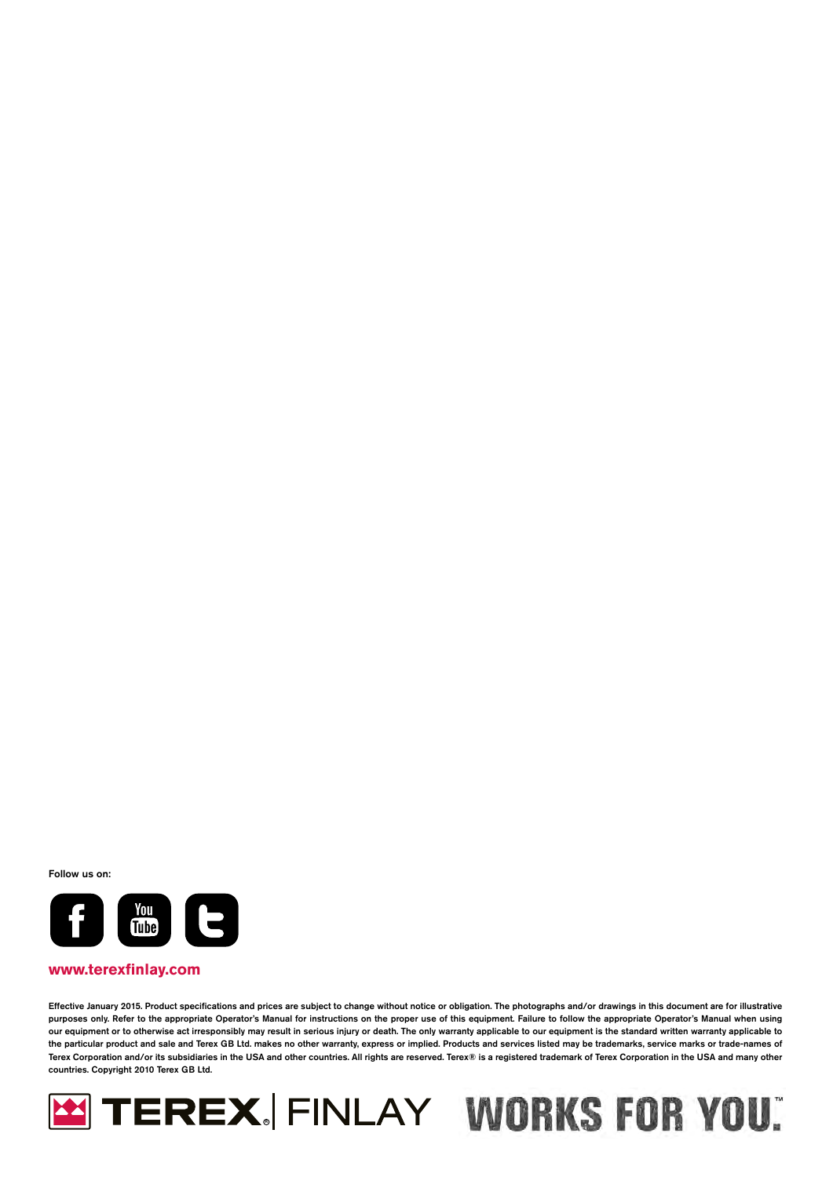Follow us on:

**www.terexfinlay.com**

Effective January 2015. Product specifications and prices are subject to change without notice or obligation. The photographs and/or drawings in this document are for illustrative purposes only. Refer to the appropriate Operator's Manual for instructions on the proper use of this equipment. Failure to follow the appropriate Operator's Manual when using our equipment or to otherwise act irresponsibly may result in serious injury or death. The only warranty applicable to our equipment is the standard written warranty applicable to the particular product and sale and Terex GB Ltd. makes no other warranty, express or implied. Products and services listed may be trademarks, service marks or trade-names of Terex Corporation and/or its subsidiaries in the USA and other countries. All rights are reserved. Terex® is a registered trademark of Terex Corporation in the USA and many other countries. Copyright 2010 Terex GB Ltd.

TEREX® | FINLAY WORKS FOR YOU.™